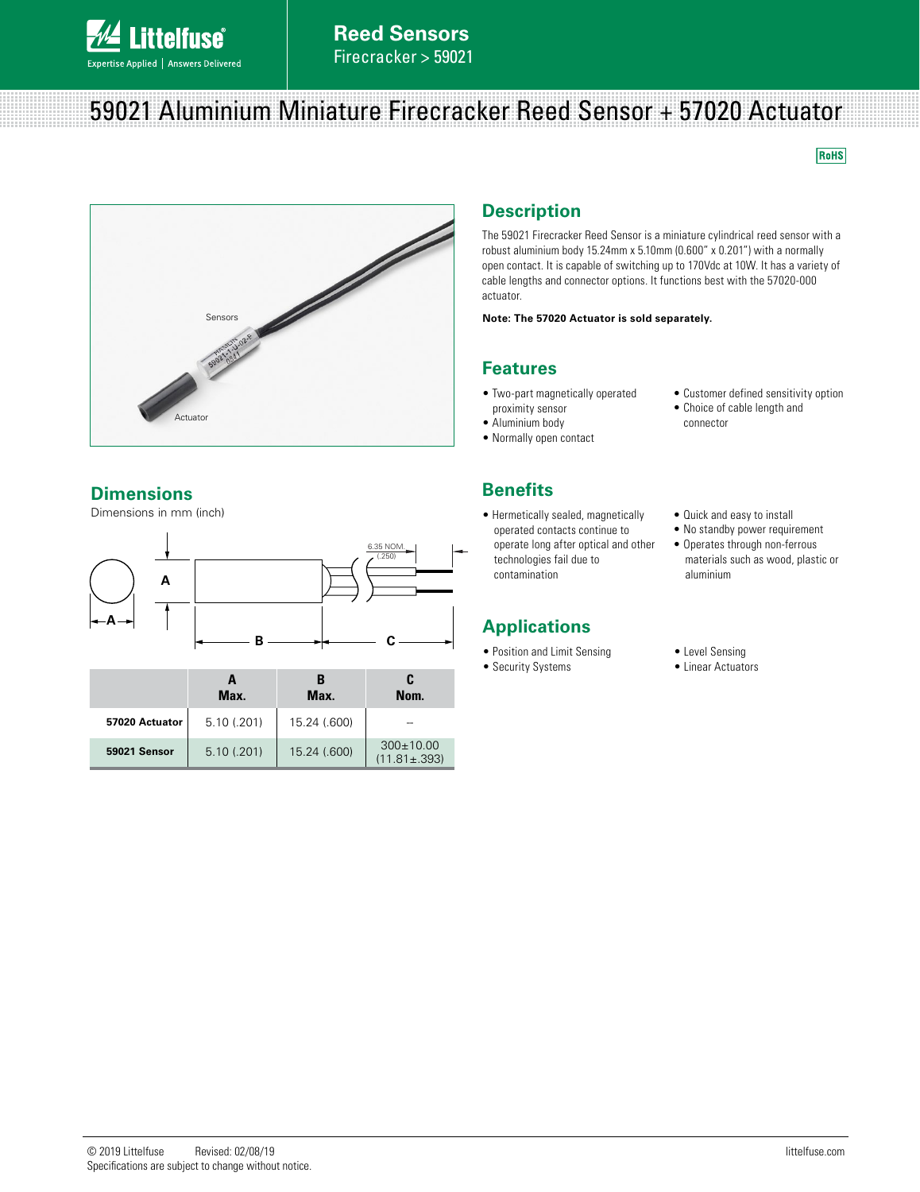# 59021 Aluminium Miniature Firecracker Reed Sensor + 57020 Actuator

RoHS

## Description

The 59021 Firecracker Reed Sensor is a miniature cylindrical reed sensor with a robust aluminium body 15.24mm x 5.10mm (0.600" x 0.201") with a normally open contact. It is capable of switching up to 170Vdc at 10W. It has a variety of cable lengths and connector options. It functions best with the 57020-000 actuator.

**Note: The 57020 Actuator is sold separately.**

## Features

- Two-part magnetically operated proximity sensor
- Aluminium body
- Normally open contact
- Customer defined sensitivity option
- Choice of cable length and connector

## Benefits

- Hermetically sealed, magnetically operated contacts continue to operate long after optical and other technologies fail due to contamination
- Quick and easy to install
- No standby power requirement
- Operates through non-ferrous materials such as wood, plastic or aluminium

## Applications

- Position and Limit Sensing
- Security Systems
- Level Sensing
- Linear Actuators

## Dimensions

Dimensions in mm (inch)

6.35 NOM. (.250)

| | A Max. | B Max. | C Nom. |
|---|---|---|---|
| **57020 Actuator** | 5.10 (.201) | 15.24 (.600) | – |
| **59021 Sensor** | 5.10 (.201) | 15.24 (.600) | 300±10.00 (11.81±.393) |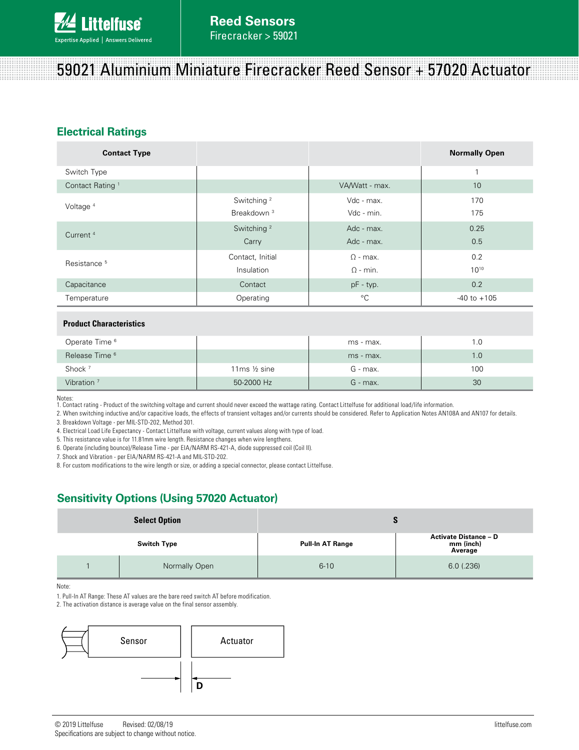# 59021 Aluminium Miniature Firecracker Reed Sensor + 57020 Actuator

## Electrical Ratings

| Contact Type | | | Normally Open |
|---|---|---|---|
| Switch Type | | | 1 |
| Contact Rating [1] | | VA/Watt - max. | 10 |
| Voltage [4] | Switching [2] | Vdc - max. | 170 |
| | Breakdown [3] | Vdc - min. | 175 |
| Current [4] | Switching [2] | Adc - max. | 0.25 |
| | Carry | Adc - max. | 0.5 |
| Resistance [5] | Contact, Initial | Ω - max. | 0.2 |
| | Insulation | Ω - min. | $10^{10}$ |
| Capacitance | Contact | pF - typ. | 0.2 |
| Temperature | Operating | °C | -40 to +105 |

| Product Characteristics | | | |
|---|---|---|---|
| Operate Time [6] | | ms - max. | 1.0 |
| Release Time [6] | | ms - max. | 1.0 |
| Shock [7] | 11ms ½ sine | G - max. | 100 |
| Vibration [7] | 50-2000 Hz | G - max. | 30 |

Notes:
1. Contact rating - Product of the switching voltage and current should never exceed the wattage rating. Contact Littelfuse for additional load/life information.
2. When switching inductive and/or capacitive loads, the effects of transient voltages and/or currents should be considered. Refer to Application Notes AN108A and AN107 for details.
3. Breakdown Voltage - per MIL-STD-202, Method 301.
4. Electrical Load Life Expectancy - Contact Littelfuse with voltage, current values along with type of load.
5. This resistance value is for 11.81mm wire length. Resistance changes when wire lengthens.
6. Operate (including bounce)/Release Time - per EIA/NARM RS-421-A, diode suppressed coil (Coil II).
7. Shock and Vibration - per EIA/NARM RS-421-A and MIL-STD-202.
8. For custom modifications to the wire length or size, or adding a special connector, please contact Littelfuse.

## Sensitivity Options (Using 57020 Actuator)

| Select Option | | S | |
|---|---|---|---|
| Switch Type | | Pull-In AT Range | Activate Distance – D mm (inch) Average |
| 1 | Normally Open | 6-10 | 6.0 (.236) |

Note:
1. Pull-In AT Range: These AT values are the bare reed switch AT before modification.
2. The activation distance is average value on the final sensor assembly.

Sensor | Actuator | D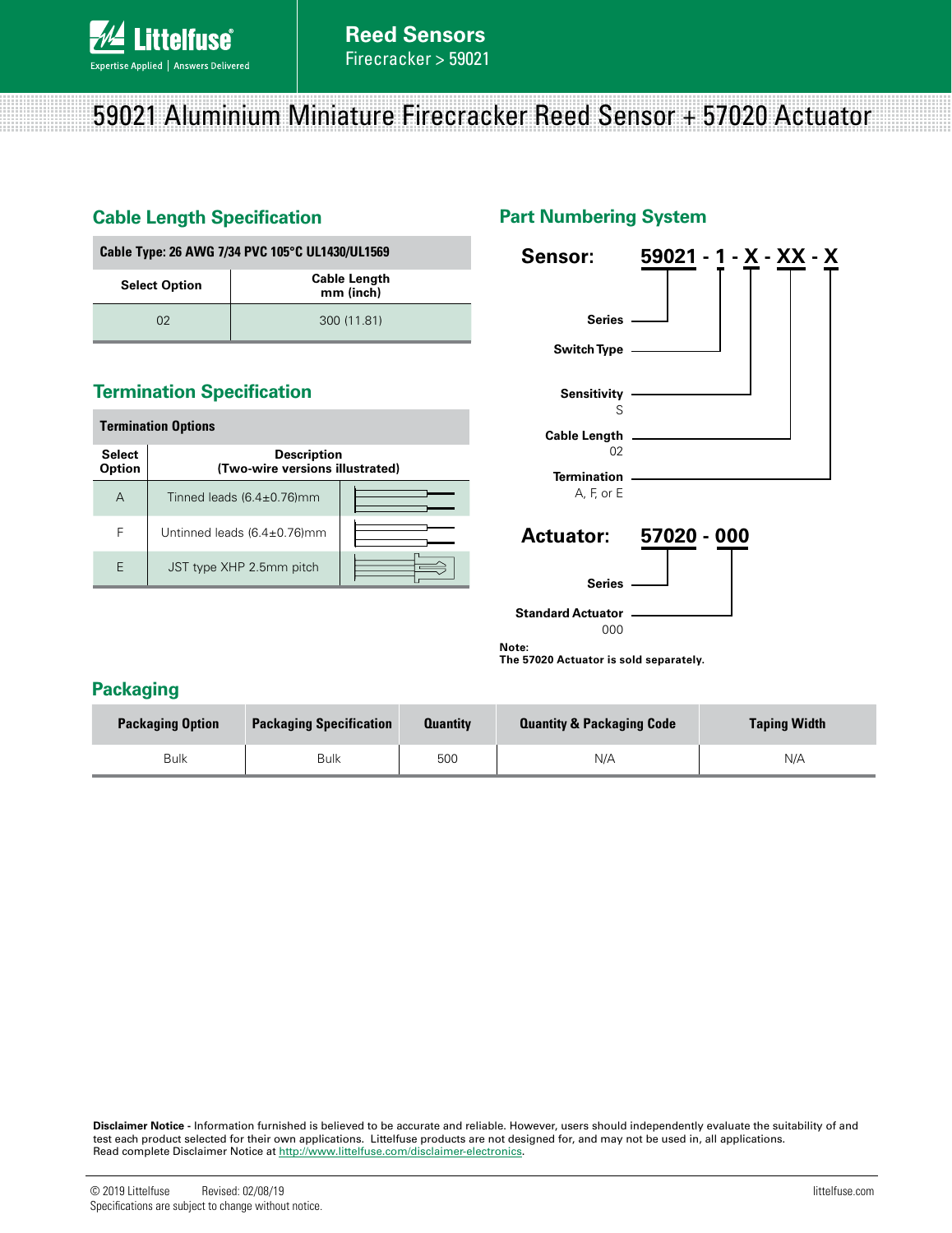# 59021 Aluminium Miniature Firecracker Reed Sensor + 57020 Actuator

## Cable Length Specification

| Cable Type: 26 AWG 7/34 PVC 105°C UL1430/UL1569 | |
|---|---|
| **Select Option** | **Cable Length mm (inch)** |
| 02 | 300 (11.81) |

## Termination Specification

| Termination Options | | |
|---|---|---|
| **Select Option** | **Description (Two-wire versions illustrated)** | |
| A | Tinned leads (6.4±0.76)mm | |
| F | Untinned leads (6.4±0.76)mm | |
| E | JST type XHP 2.5mm pitch | |

## Part Numbering System

**Sensor: 59021 - 1 - X - XX - X**

- **Series**
- **Switch Type**
- **Sensitivity**: S
- **Cable Length**: 02
- **Termination**: A, F, or E

**Actuator: 57020 - 000**

- **Series**
- **Standard Actuator**: 000

**Note:**
**The 57020 Actuator is sold separately.**

## Packaging

| Packaging Option | Packaging Specification | Quantity | Quantity & Packaging Code | Taping Width |
|---|---|---|---|---|
| Bulk | Bulk | 500 | N/A | N/A |

**Disclaimer Notice** - Information furnished is believed to be accurate and reliable. However, users should independently evaluate the suitability of and test each product selected for their own applications. Littelfuse products are not designed for, and may not be used in, all applications. Read complete Disclaimer Notice at http://www.littelfuse.com/disclaimer-electronics.

© 2019 Littelfuse Revised: 02/08/19
Specifications are subject to change without notice.